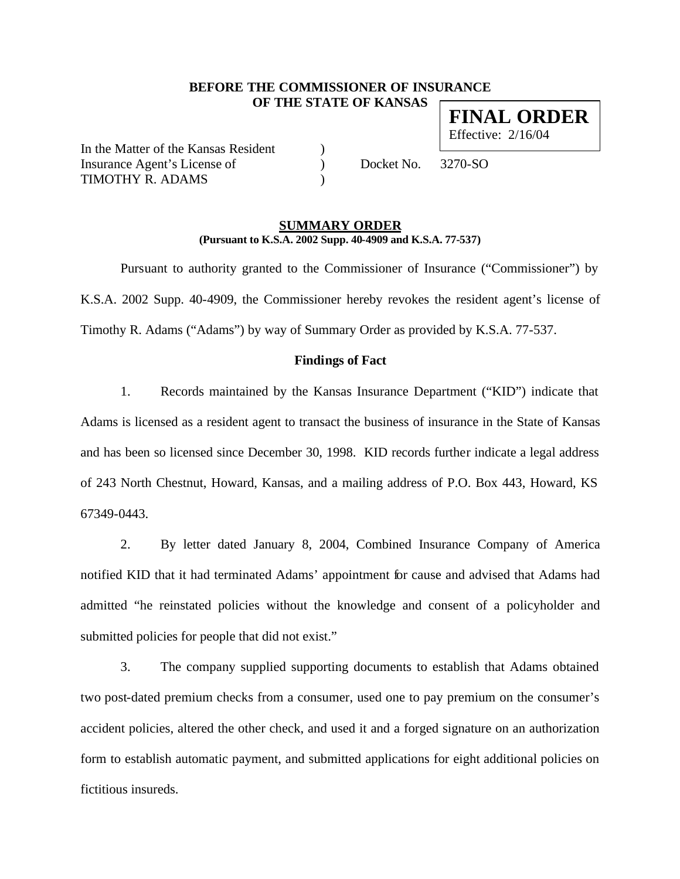**BEFORE THE COMMISSIONER OF INSURANCE**
**OF THE STATE OF KANSAS**

**FINAL ORDER**
Effective: 2/16/04

In the Matter of the Kansas Resident )
Insurance Agent's License of ) Docket No. 3270-SO
TIMOTHY R. ADAMS )

## SUMMARY ORDER

**(Pursuant to K.S.A. 2002 Supp. 40-4909 and K.S.A. 77-537)**

Pursuant to authority granted to the Commissioner of Insurance ("Commissioner") by K.S.A. 2002 Supp. 40-4909, the Commissioner hereby revokes the resident agent's license of Timothy R. Adams ("Adams") by way of Summary Order as provided by K.S.A. 77-537.

### Findings of Fact

1. Records maintained by the Kansas Insurance Department ("KID") indicate that Adams is licensed as a resident agent to transact the business of insurance in the State of Kansas and has been so licensed since December 30, 1998. KID records further indicate a legal address of 243 North Chestnut, Howard, Kansas, and a mailing address of P.O. Box 443, Howard, KS 67349-0443.

2. By letter dated January 8, 2004, Combined Insurance Company of America notified KID that it had terminated Adams' appointment for cause and advised that Adams had admitted "he reinstated policies without the knowledge and consent of a policyholder and submitted policies for people that did not exist."

3. The company supplied supporting documents to establish that Adams obtained two post-dated premium checks from a consumer, used one to pay premium on the consumer's accident policies, altered the other check, and used it and a forged signature on an authorization form to establish automatic payment, and submitted applications for eight additional policies on fictitious insureds.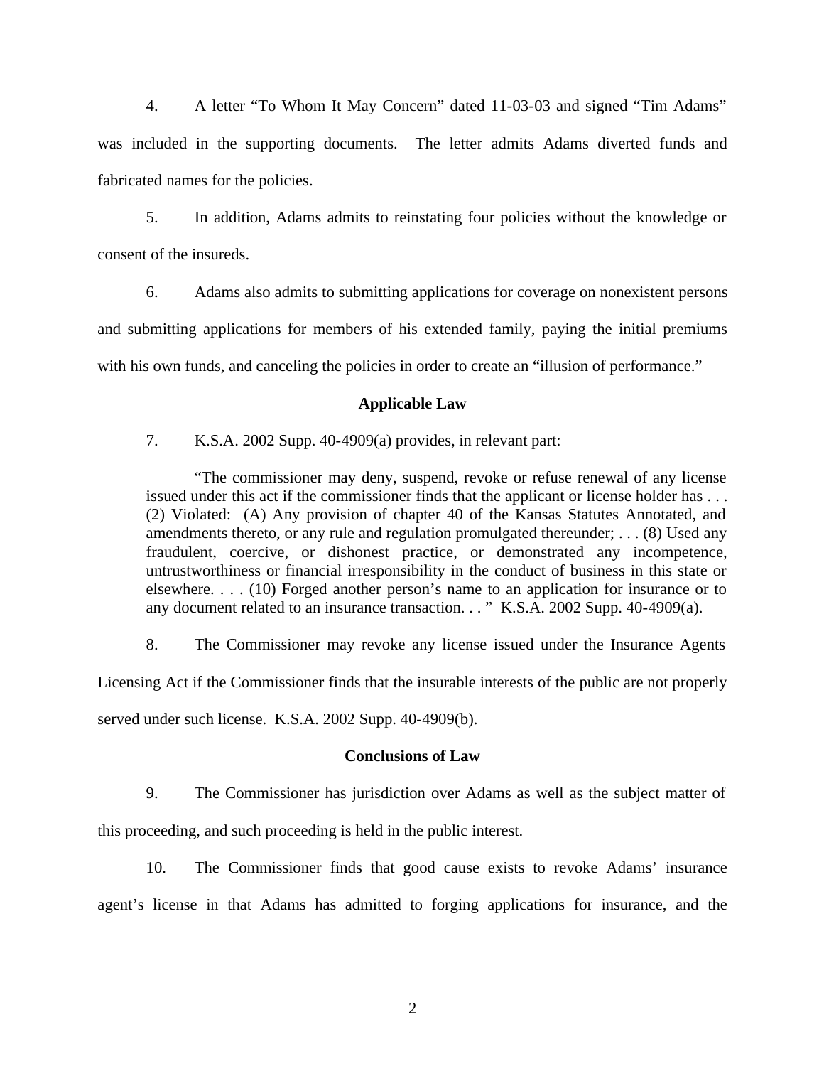4. A letter "To Whom It May Concern" dated 11-03-03 and signed "Tim Adams" was included in the supporting documents. The letter admits Adams diverted funds and fabricated names for the policies.

5. In addition, Adams admits to reinstating four policies without the knowledge or consent of the insureds.

6. Adams also admits to submitting applications for coverage on nonexistent persons and submitting applications for members of his extended family, paying the initial premiums with his own funds, and canceling the policies in order to create an "illusion of performance."

## Applicable Law

7. K.S.A. 2002 Supp. 40-4909(a) provides, in relevant part:

> "The commissioner may deny, suspend, revoke or refuse renewal of any license issued under this act if the commissioner finds that the applicant or license holder has . . . (2) Violated: (A) Any provision of chapter 40 of the Kansas Statutes Annotated, and amendments thereto, or any rule and regulation promulgated thereunder; . . . (8) Used any fraudulent, coercive, or dishonest practice, or demonstrated any incompetence, untrustworthiness or financial irresponsibility in the conduct of business in this state or elsewhere. . . . (10) Forged another person's name to an application for insurance or to any document related to an insurance transaction. . . " K.S.A. 2002 Supp. 40-4909(a).

8. The Commissioner may revoke any license issued under the Insurance Agents Licensing Act if the Commissioner finds that the insurable interests of the public are not properly served under such license. K.S.A. 2002 Supp. 40-4909(b).

## Conclusions of Law

9. The Commissioner has jurisdiction over Adams as well as the subject matter of this proceeding, and such proceeding is held in the public interest.

10. The Commissioner finds that good cause exists to revoke Adams' insurance agent's license in that Adams has admitted to forging applications for insurance, and the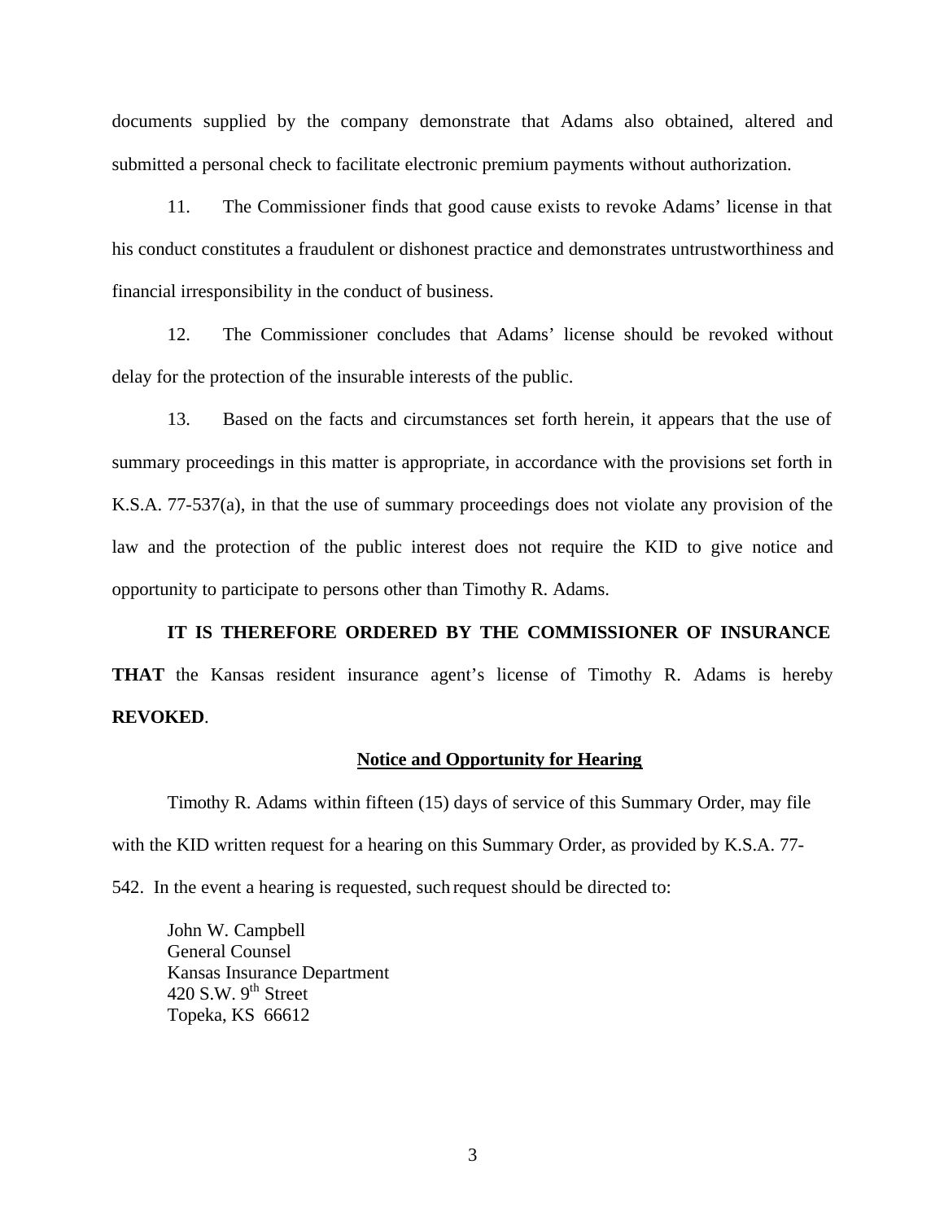documents supplied by the company demonstrate that Adams also obtained, altered and submitted a personal check to facilitate electronic premium payments without authorization.

11. The Commissioner finds that good cause exists to revoke Adams' license in that his conduct constitutes a fraudulent or dishonest practice and demonstrates untrustworthiness and financial irresponsibility in the conduct of business.

12. The Commissioner concludes that Adams' license should be revoked without delay for the protection of the insurable interests of the public.

13. Based on the facts and circumstances set forth herein, it appears that the use of summary proceedings in this matter is appropriate, in accordance with the provisions set forth in K.S.A. 77-537(a), in that the use of summary proceedings does not violate any provision of the law and the protection of the public interest does not require the KID to give notice and opportunity to participate to persons other than Timothy R. Adams.

**IT IS THEREFORE ORDERED BY THE COMMISSIONER OF INSURANCE THAT** the Kansas resident insurance agent's license of Timothy R. Adams is hereby **REVOKED**.

## Notice and Opportunity for Hearing

Timothy R. Adams within fifteen (15) days of service of this Summary Order, may file with the KID written request for a hearing on this Summary Order, as provided by K.S.A. 77-542. In the event a hearing is requested, such request should be directed to:

John W. Campbell
General Counsel
Kansas Insurance Department
420 S.W. 9th Street
Topeka, KS 66612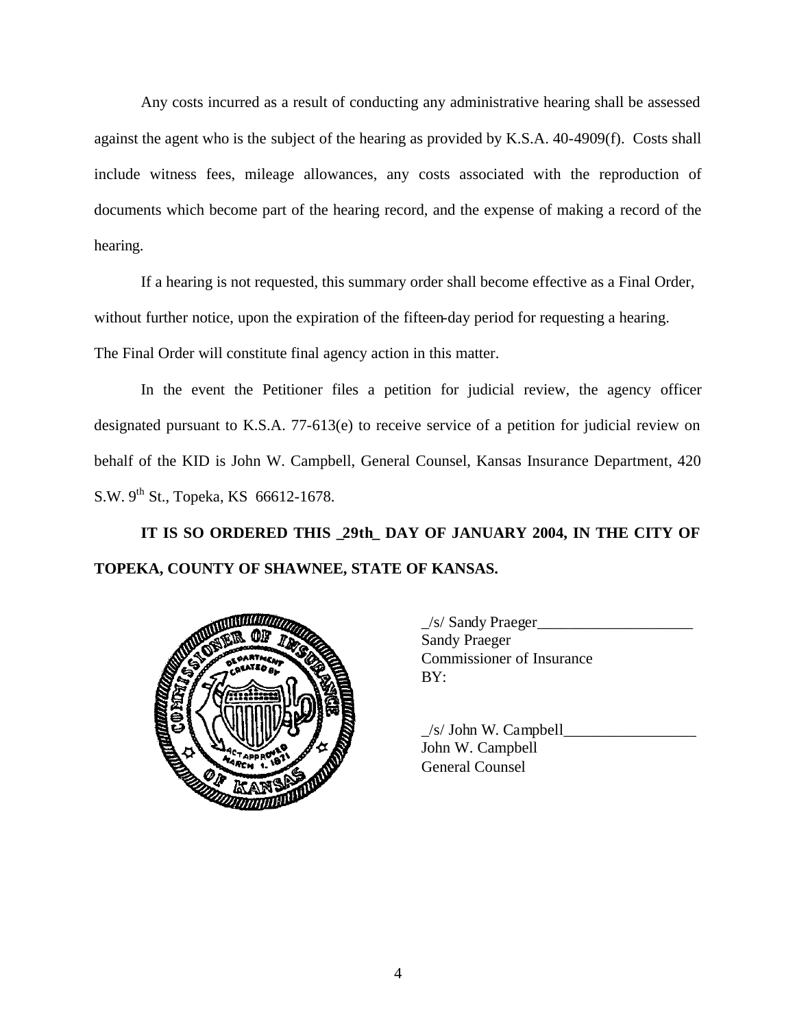Any costs incurred as a result of conducting any administrative hearing shall be assessed against the agent who is the subject of the hearing as provided by K.S.A. 40-4909(f). Costs shall include witness fees, mileage allowances, any costs associated with the reproduction of documents which become part of the hearing record, and the expense of making a record of the hearing.

If a hearing is not requested, this summary order shall become effective as a Final Order, without further notice, upon the expiration of the fifteen-day period for requesting a hearing. The Final Order will constitute final agency action in this matter.

In the event the Petitioner files a petition for judicial review, the agency officer designated pursuant to K.S.A. 77-613(e) to receive service of a petition for judicial review on behalf of the KID is John W. Campbell, General Counsel, Kansas Insurance Department, 420 S.W. 9th St., Topeka, KS 66612-1678.

**IT IS SO ORDERED THIS _29th_ DAY OF JANUARY 2004, IN THE CITY OF TOPEKA, COUNTY OF SHAWNEE, STATE OF KANSAS.**

_/s/ Sandy Praeger____________________
Sandy Praeger
Commissioner of Insurance
BY:

_/s/ John W. Campbell_________________
John W. Campbell
General Counsel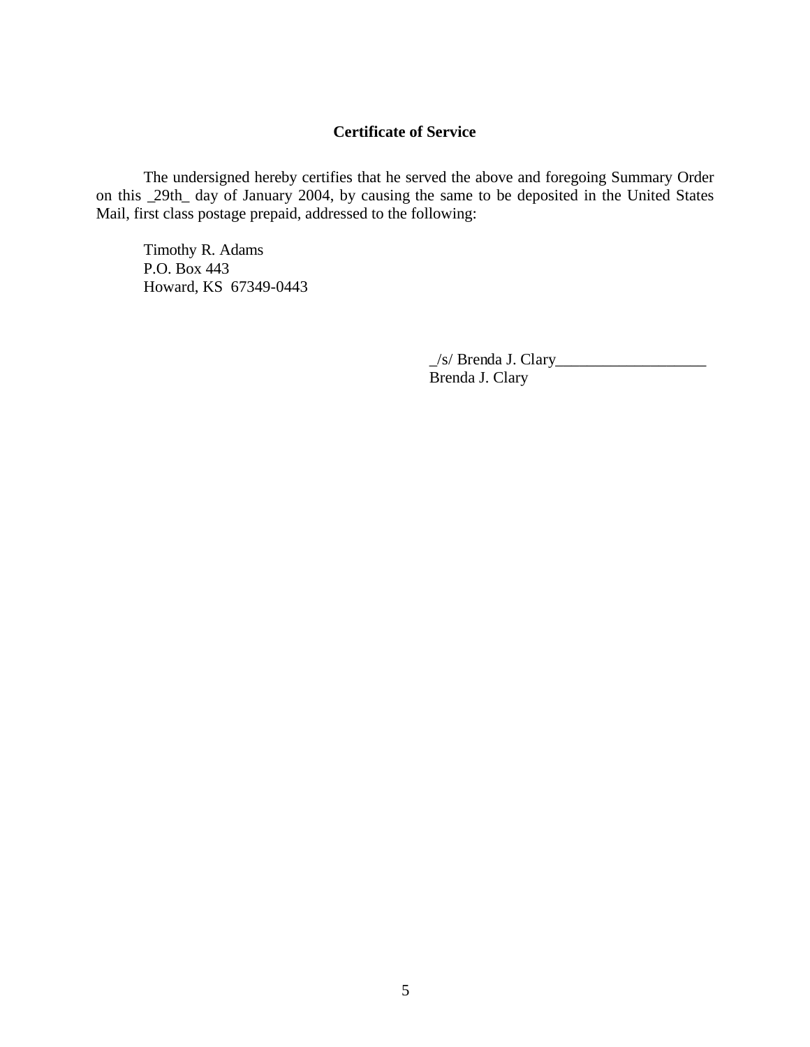**Certificate of Service**

The undersigned hereby certifies that he served the above and foregoing Summary Order on this _29th_ day of January 2004, by causing the same to be deposited in the United States Mail, first class postage prepaid, addressed to the following:

Timothy R. Adams
P.O. Box 443
Howard, KS 67349-0443

_/s/ Brenda J. Clary___________________
Brenda J. Clary